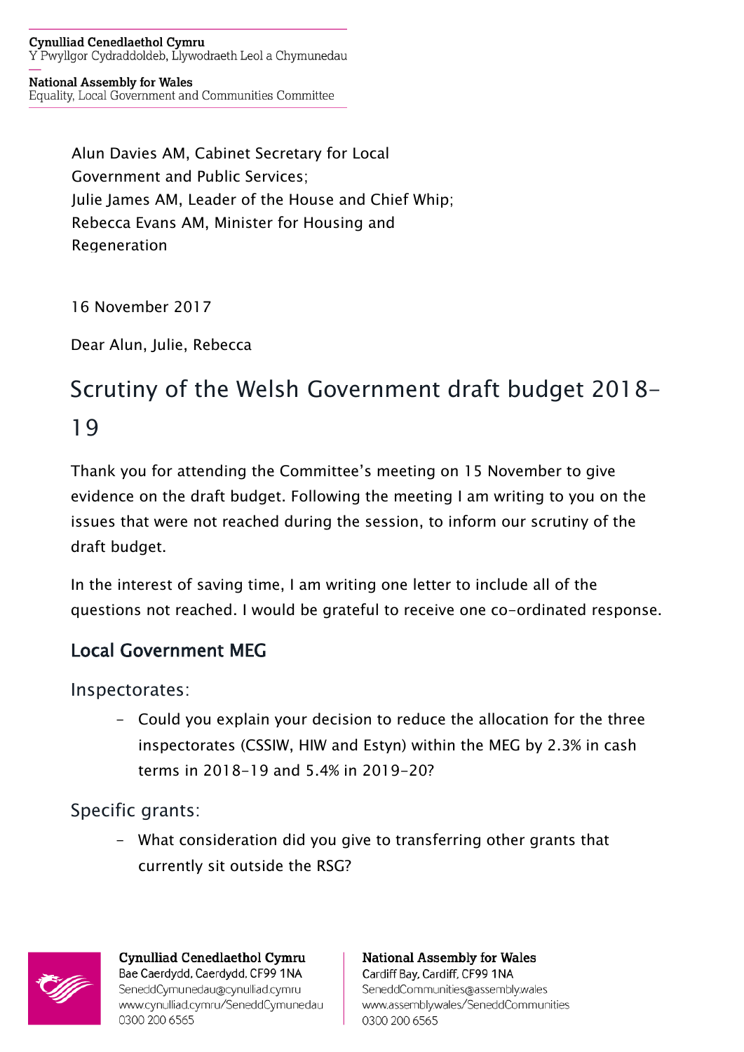**Cynulliad Cenedlaethol Cymru**
Y Pwyllgor Cydraddoldeb, Llywodraeth Leol a Chymunedau

**National Assembly for Wales**
Equality, Local Government and Communities Committee

Alun Davies AM, Cabinet Secretary for Local Government and Public Services;
Julie James AM, Leader of the House and Chief Whip;
Rebecca Evans AM, Minister for Housing and Regeneration

16 November 2017

Dear Alun, Julie, Rebecca

# Scrutiny of the Welsh Government draft budget 2018-19

Thank you for attending the Committee's meeting on 15 November to give evidence on the draft budget. Following the meeting I am writing to you on the issues that were not reached during the session, to inform our scrutiny of the draft budget.

In the interest of saving time, I am writing one letter to include all of the questions not reached. I would be grateful to receive one co-ordinated response.

## Local Government MEG

### Inspectorates:

- Could you explain your decision to reduce the allocation for the three inspectorates (CSSIW, HIW and Estyn) within the MEG by 2.3% in cash terms in 2018-19 and 5.4% in 2019-20?

### Specific grants:

- What consideration did you give to transferring other grants that currently sit outside the RSG?

**Cynulliad Cenedlaethol Cymru**
Bae Caerdydd, Caerdydd, CF99 1NA
SeneddCymunedau@cynulliad.cymru
www.cynulliad.cymru/SeneddCymunedau
0300 200 6565

**National Assembly for Wales**
Cardiff Bay, Cardiff, CF99 1NA
SeneddCommunities@assembly.wales
www.assembly.wales/SeneddCommunities
0300 200 6565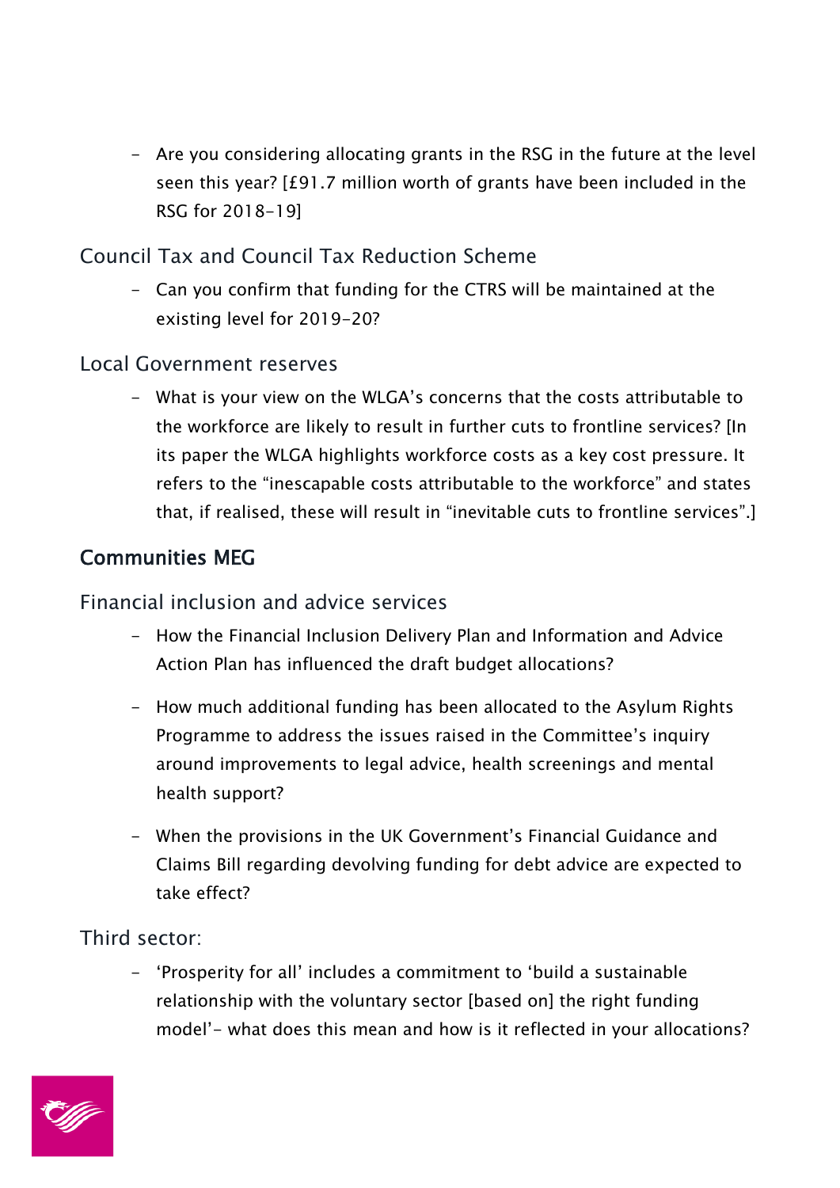- Are you considering allocating grants in the RSG in the future at the level seen this year? [£91.7 million worth of grants have been included in the RSG for 2018-19]

### Council Tax and Council Tax Reduction Scheme

- Can you confirm that funding for the CTRS will be maintained at the existing level for 2019-20?

### Local Government reserves

- What is your view on the WLGA's concerns that the costs attributable to the workforce are likely to result in further cuts to frontline services? [In its paper the WLGA highlights workforce costs as a key cost pressure. It refers to the "inescapable costs attributable to the workforce" and states that, if realised, these will result in "inevitable cuts to frontline services".]

## Communities MEG

### Financial inclusion and advice services

- How the Financial Inclusion Delivery Plan and Information and Advice Action Plan has influenced the draft budget allocations?

- How much additional funding has been allocated to the Asylum Rights Programme to address the issues raised in the Committee's inquiry around improvements to legal advice, health screenings and mental health support?

- When the provisions in the UK Government's Financial Guidance and Claims Bill regarding devolving funding for debt advice are expected to take effect?

### Third sector:

- 'Prosperity for all' includes a commitment to 'build a sustainable relationship with the voluntary sector [based on] the right funding model'- what does this mean and how is it reflected in your allocations?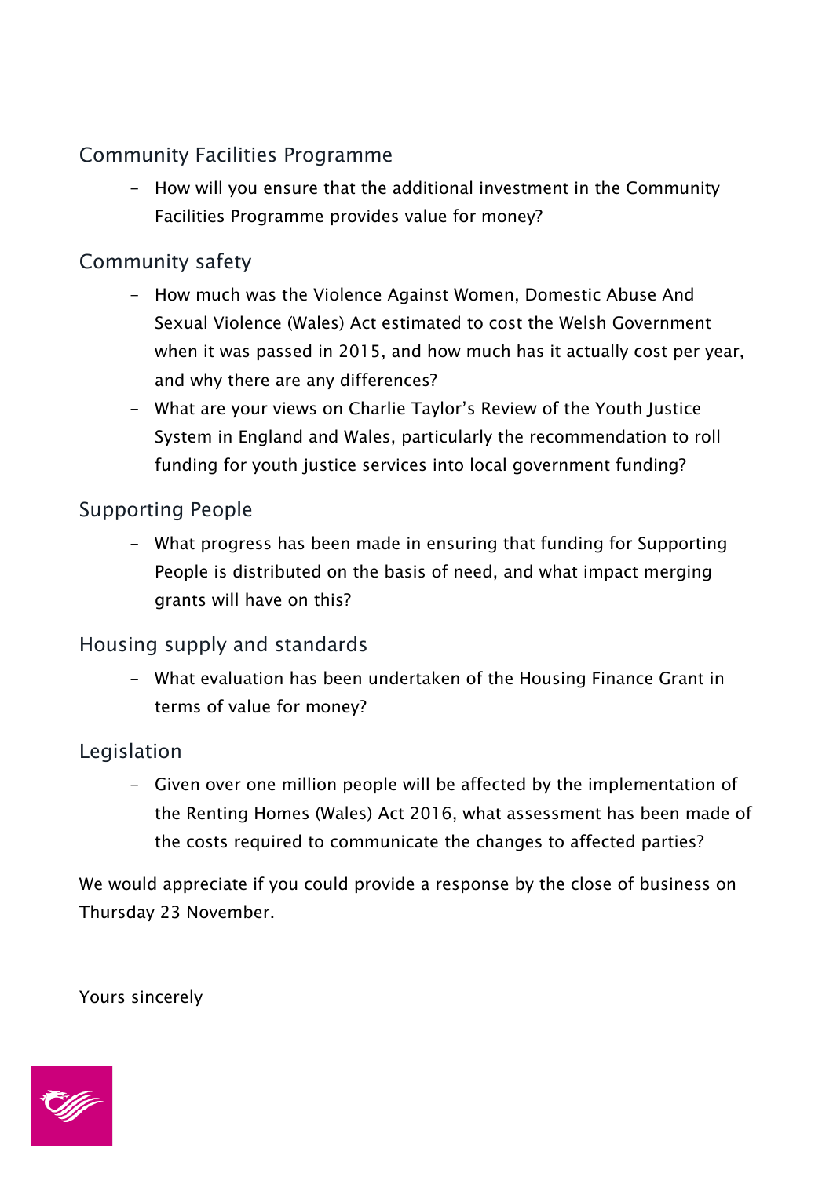## Community Facilities Programme

- How will you ensure that the additional investment in the Community Facilities Programme provides value for money?

## Community safety

- How much was the Violence Against Women, Domestic Abuse And Sexual Violence (Wales) Act estimated to cost the Welsh Government when it was passed in 2015, and how much has it actually cost per year, and why there are any differences?
- What are your views on Charlie Taylor's Review of the Youth Justice System in England and Wales, particularly the recommendation to roll funding for youth justice services into local government funding?

## Supporting People

- What progress has been made in ensuring that funding for Supporting People is distributed on the basis of need, and what impact merging grants will have on this?

## Housing supply and standards

- What evaluation has been undertaken of the Housing Finance Grant in terms of value for money?

## Legislation

- Given over one million people will be affected by the implementation of the Renting Homes (Wales) Act 2016, what assessment has been made of the costs required to communicate the changes to affected parties?

We would appreciate if you could provide a response by the close of business on Thursday 23 November.

Yours sincerely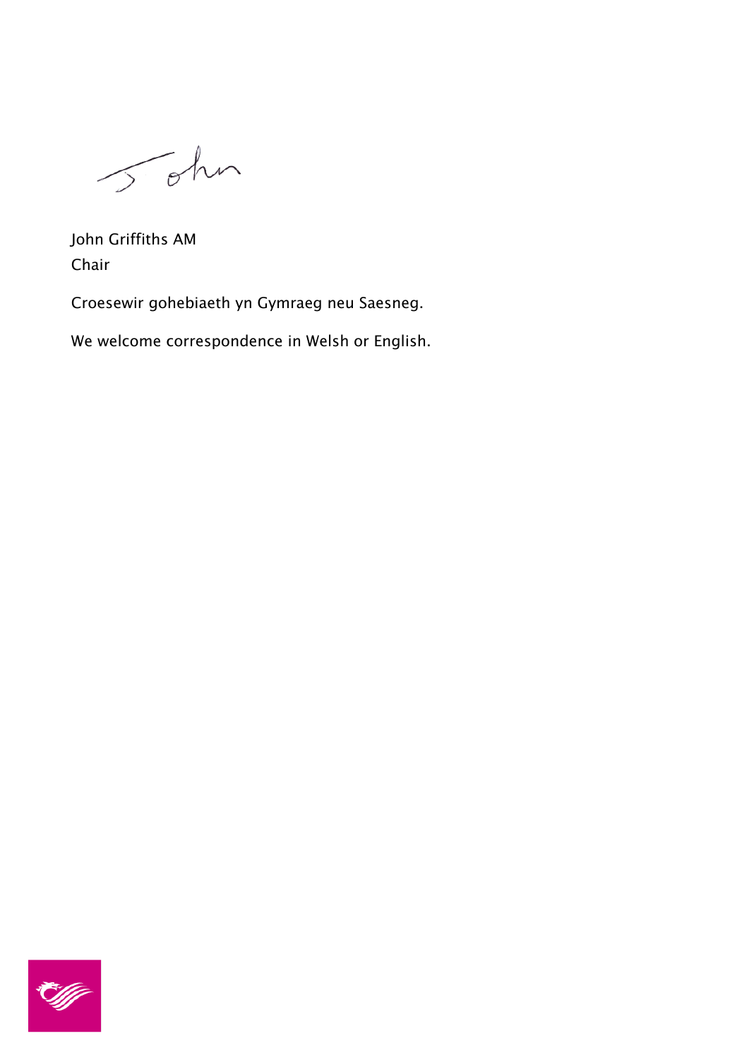John Griffiths AM
Chair

Croesewir gohebiaeth yn Gymraeg neu Saesneg.

We welcome correspondence in Welsh or English.